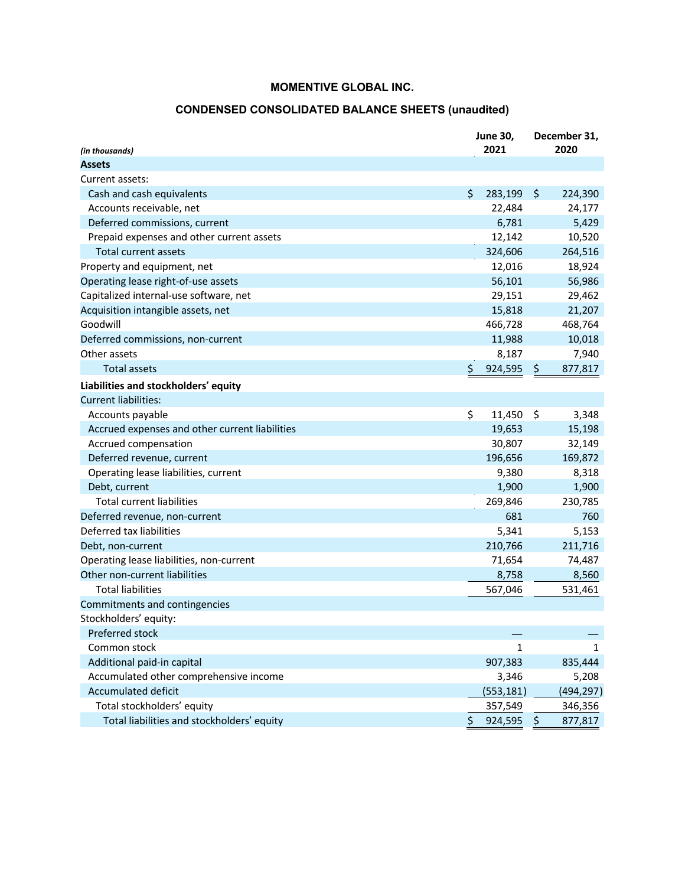# MOMENTIVE GLOBAL INC.

## CONDENSED CONSOLIDATED BALANCE SHEETS (unaudited)

| *(in thousands)* | June 30, 2021 | December 31, 2020 |
|---|---|---|
| **Assets** | | |
| Current assets: | | |
| Cash and cash equivalents | $ 283,199 | $ 224,390 |
| Accounts receivable, net | 22,484 | 24,177 |
| Deferred commissions, current | 6,781 | 5,429 |
| Prepaid expenses and other current assets | 12,142 | 10,520 |
| Total current assets | 324,606 | 264,516 |
| Property and equipment, net | 12,016 | 18,924 |
| Operating lease right-of-use assets | 56,101 | 56,986 |
| Capitalized internal-use software, net | 29,151 | 29,462 |
| Acquisition intangible assets, net | 15,818 | 21,207 |
| Goodwill | 466,728 | 468,764 |
| Deferred commissions, non-current | 11,988 | 10,018 |
| Other assets | 8,187 | 7,940 |
| Total assets | $ 924,595 | $ 877,817 |
| **Liabilities and stockholders' equity** | | |
| Current liabilities: | | |
| Accounts payable | $ 11,450 | $ 3,348 |
| Accrued expenses and other current liabilities | 19,653 | 15,198 |
| Accrued compensation | 30,807 | 32,149 |
| Deferred revenue, current | 196,656 | 169,872 |
| Operating lease liabilities, current | 9,380 | 8,318 |
| Debt, current | 1,900 | 1,900 |
| Total current liabilities | 269,846 | 230,785 |
| Deferred revenue, non-current | 681 | 760 |
| Deferred tax liabilities | 5,341 | 5,153 |
| Debt, non-current | 210,766 | 211,716 |
| Operating lease liabilities, non-current | 71,654 | 74,487 |
| Other non-current liabilities | 8,758 | 8,560 |
| Total liabilities | 567,046 | 531,461 |
| Commitments and contingencies | | |
| Stockholders' equity: | | |
| Preferred stock | — | — |
| Common stock | 1 | 1 |
| Additional paid-in capital | 907,383 | 835,444 |
| Accumulated other comprehensive income | 3,346 | 5,208 |
| Accumulated deficit | (553,181) | (494,297) |
| Total stockholders' equity | 357,549 | 346,356 |
| Total liabilities and stockholders' equity | $ 924,595 | $ 877,817 |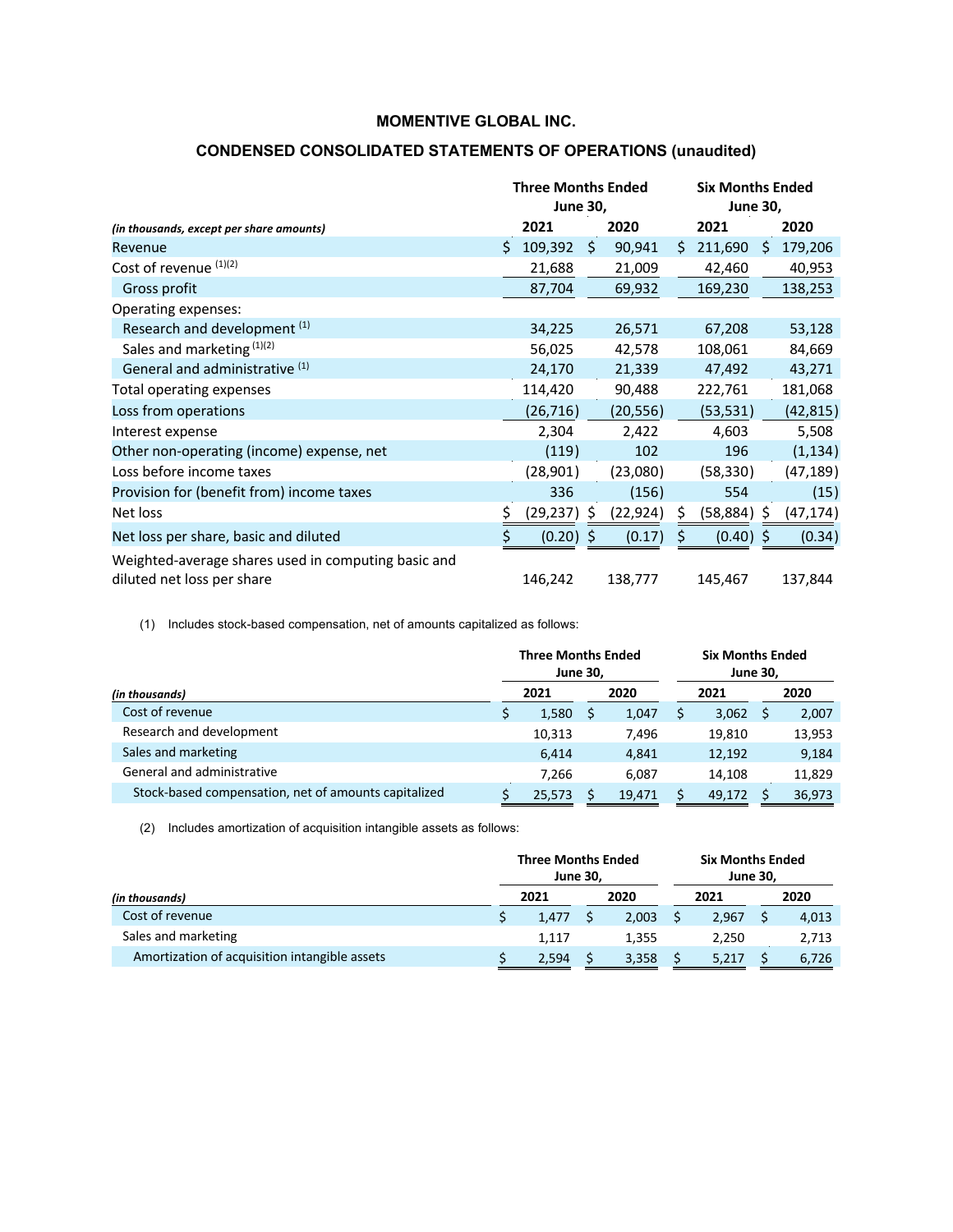# MOMENTIVE GLOBAL INC.

## CONDENSED CONSOLIDATED STATEMENTS OF OPERATIONS (unaudited)

| *(in thousands, except per share amounts)* | Three Months Ended June 30, 2021 | Three Months Ended June 30, 2020 | Six Months Ended June 30, 2021 | Six Months Ended June 30, 2020 |
|---|---|---|---|---|
| Revenue | $ 109,392 | $ 90,941 | $ 211,690 | $ 179,206 |
| Cost of revenue [(1)(2)] | 21,688 | 21,009 | 42,460 | 40,953 |
| Gross profit | 87,704 | 69,932 | 169,230 | 138,253 |
| Operating expenses: | | | | |
| Research and development [(1)] | 34,225 | 26,571 | 67,208 | 53,128 |
| Sales and marketing [(1)(2)] | 56,025 | 42,578 | 108,061 | 84,669 |
| General and administrative [(1)] | 24,170 | 21,339 | 47,492 | 43,271 |
| Total operating expenses | 114,420 | 90,488 | 222,761 | 181,068 |
| Loss from operations | (26,716) | (20,556) | (53,531) | (42,815) |
| Interest expense | 2,304 | 2,422 | 4,603 | 5,508 |
| Other non-operating (income) expense, net | (119) | 102 | 196 | (1,134) |
| Loss before income taxes | (28,901) | (23,080) | (58,330) | (47,189) |
| Provision for (benefit from) income taxes | 336 | (156) | 554 | (15) |
| Net loss | $ (29,237) | $ (22,924) | $ (58,884) | $ (47,174) |
| Net loss per share, basic and diluted | $ (0.20) | $ (0.17) | $ (0.40) | $ (0.34) |
| Weighted-average shares used in computing basic and diluted net loss per share | 146,242 | 138,777 | 145,467 | 137,844 |

(1) Includes stock-based compensation, net of amounts capitalized as follows:

| *(in thousands)* | Three Months Ended June 30, 2021 | Three Months Ended June 30, 2020 | Six Months Ended June 30, 2021 | Six Months Ended June 30, 2020 |
|---|---|---|---|---|
| Cost of revenue | $ 1,580 | $ 1,047 | $ 3,062 | $ 2,007 |
| Research and development | 10,313 | 7,496 | 19,810 | 13,953 |
| Sales and marketing | 6,414 | 4,841 | 12,192 | 9,184 |
| General and administrative | 7,266 | 6,087 | 14,108 | 11,829 |
| Stock-based compensation, net of amounts capitalized | $ 25,573 | $ 19,471 | $ 49,172 | $ 36,973 |

(2) Includes amortization of acquisition intangible assets as follows:

| *(in thousands)* | Three Months Ended June 30, 2021 | Three Months Ended June 30, 2020 | Six Months Ended June 30, 2021 | Six Months Ended June 30, 2020 |
|---|---|---|---|---|
| Cost of revenue | $ 1,477 | $ 2,003 | $ 2,967 | $ 4,013 |
| Sales and marketing | 1,117 | 1,355 | 2,250 | 2,713 |
| Amortization of acquisition intangible assets | $ 2,594 | $ 3,358 | $ 5,217 | $ 6,726 |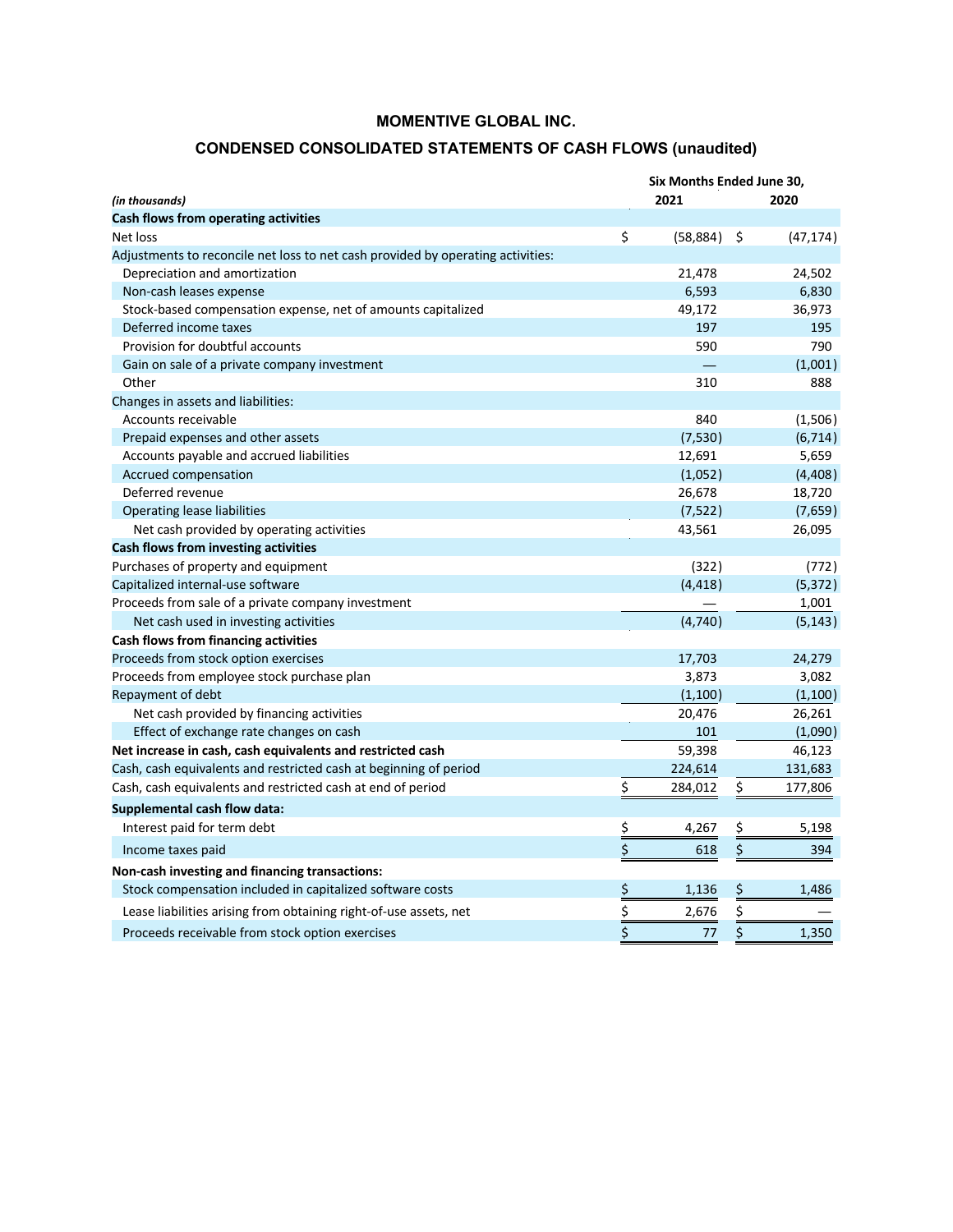# MOMENTIVE GLOBAL INC.

## CONDENSED CONSOLIDATED STATEMENTS OF CASH FLOWS (unaudited)

| *(in thousands)* | Six Months Ended June 30, 2021 | 2020 |
|---|---|---|
| **Cash flows from operating activities** | | |
| Net loss | $ (58,884) | $ (47,174) |
| Adjustments to reconcile net loss to net cash provided by operating activities: | | |
| Depreciation and amortization | 21,478 | 24,502 |
| Non-cash leases expense | 6,593 | 6,830 |
| Stock-based compensation expense, net of amounts capitalized | 49,172 | 36,973 |
| Deferred income taxes | 197 | 195 |
| Provision for doubtful accounts | 590 | 790 |
| Gain on sale of a private company investment | — | (1,001) |
| Other | 310 | 888 |
| Changes in assets and liabilities: | | |
| Accounts receivable | 840 | (1,506) |
| Prepaid expenses and other assets | (7,530) | (6,714) |
| Accounts payable and accrued liabilities | 12,691 | 5,659 |
| Accrued compensation | (1,052) | (4,408) |
| Deferred revenue | 26,678 | 18,720 |
| Operating lease liabilities | (7,522) | (7,659) |
| Net cash provided by operating activities | 43,561 | 26,095 |
| **Cash flows from investing activities** | | |
| Purchases of property and equipment | (322) | (772) |
| Capitalized internal-use software | (4,418) | (5,372) |
| Proceeds from sale of a private company investment | — | 1,001 |
| Net cash used in investing activities | (4,740) | (5,143) |
| **Cash flows from financing activities** | | |
| Proceeds from stock option exercises | 17,703 | 24,279 |
| Proceeds from employee stock purchase plan | 3,873 | 3,082 |
| Repayment of debt | (1,100) | (1,100) |
| Net cash provided by financing activities | 20,476 | 26,261 |
| Effect of exchange rate changes on cash | 101 | (1,090) |
| **Net increase in cash, cash equivalents and restricted cash** | 59,398 | 46,123 |
| Cash, cash equivalents and restricted cash at beginning of period | 224,614 | 131,683 |
| Cash, cash equivalents and restricted cash at end of period | $ 284,012 | $ 177,806 |
| **Supplemental cash flow data:** | | |
| Interest paid for term debt | $ 4,267 | $ 5,198 |
| Income taxes paid | $ 618 | $ 394 |
| **Non-cash investing and financing transactions:** | | |
| Stock compensation included in capitalized software costs | $ 1,136 | $ 1,486 |
| Lease liabilities arising from obtaining right-of-use assets, net | $ 2,676 | $ — |
| Proceeds receivable from stock option exercises | $ 77 | $ 1,350 |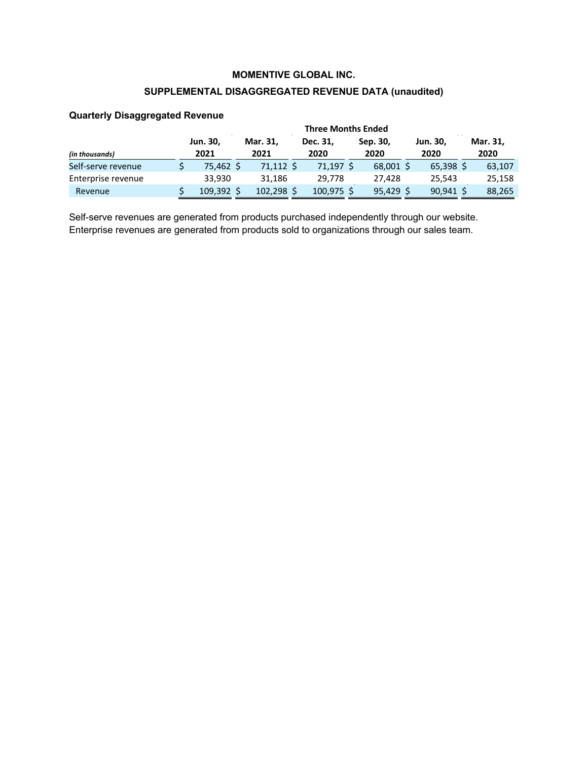**MOMENTIVE GLOBAL INC.**

**SUPPLEMENTAL DISAGGREGATED REVENUE DATA (unaudited)**

**Quarterly Disaggregated Revenue**

| | Three Months Ended | | | | | |
|---|---|---|---|---|---|---|
| *(in thousands)* | Jun. 30, 2021 | Mar. 31, 2021 | Dec. 31, 2020 | Sep. 30, 2020 | Jun. 30, 2020 | Mar. 31, 2020 |
| Self-serve revenue | $ 75,462 | $ 71,112 | $ 71,197 | $ 68,001 | $ 65,398 | $ 63,107 |
| Enterprise revenue | 33,930 | 31,186 | 29,778 | 27,428 | 25,543 | 25,158 |
| Revenue | $ 109,392 | $ 102,298 | $ 100,975 | $ 95,429 | $ 90,941 | $ 88,265 |

Self-serve revenues are generated from products purchased independently through our website. Enterprise revenues are generated from products sold to organizations through our sales team.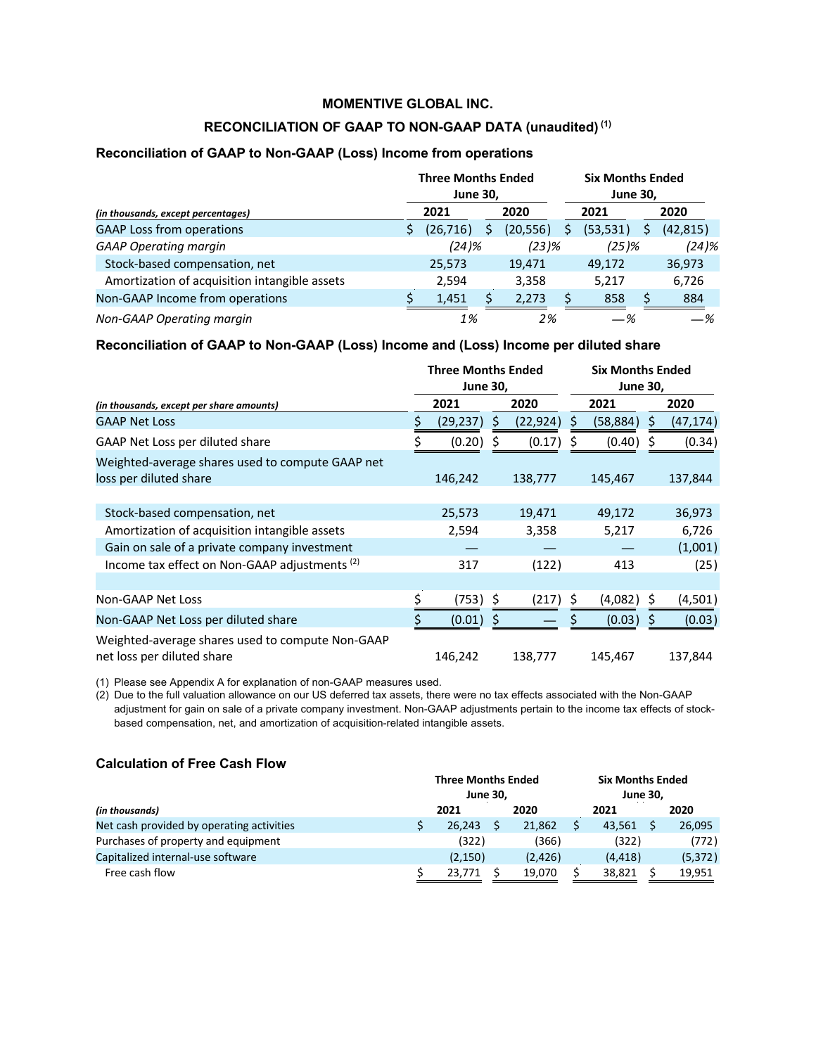# MOMENTIVE GLOBAL INC.

## RECONCILIATION OF GAAP TO NON-GAAP DATA (unaudited) [(1)]

### Reconciliation of GAAP to Non-GAAP (Loss) Income from operations

| | Three Months Ended June 30, | | Six Months Ended June 30, | |
|---|---|---|---|---|
| *(in thousands, except percentages)* | **2021** | **2020** | **2021** | **2020** |
| GAAP Loss from operations | $ (26,716) | $ (20,556) | $ (53,531) | $ (42,815) |
| *GAAP Operating margin* | *(24)%* | *(23)%* | *(25)%* | *(24)%* |
| Stock-based compensation, net | 25,573 | 19,471 | 49,172 | 36,973 |
| Amortization of acquisition intangible assets | 2,594 | 3,358 | 5,217 | 6,726 |
| Non-GAAP Income from operations | $ 1,451 | $ 2,273 | $ 858 | $ 884 |
| *Non-GAAP Operating margin* | *1%* | *2%* | *—%* | *—%* |

### Reconciliation of GAAP to Non-GAAP (Loss) Income and (Loss) Income per diluted share

| | Three Months Ended June 30, | | Six Months Ended June 30, | |
|---|---|---|---|---|
| *(in thousands, except per share amounts)* | **2021** | **2020** | **2021** | **2020** |
| GAAP Net Loss | $ (29,237) | $ (22,924) | $ (58,884) | $ (47,174) |
| GAAP Net Loss per diluted share | $ (0.20) | $ (0.17) | $ (0.40) | $ (0.34) |
| Weighted-average shares used to compute GAAP net loss per diluted share | 146,242 | 138,777 | 145,467 | 137,844 |
| Stock-based compensation, net | 25,573 | 19,471 | 49,172 | 36,973 |
| Amortization of acquisition intangible assets | 2,594 | 3,358 | 5,217 | 6,726 |
| Gain on sale of a private company investment | — | — | — | (1,001) |
| Income tax effect on Non-GAAP adjustments [(2)] | 317 | (122) | 413 | (25) |
| Non-GAAP Net Loss | $ (753) | $ (217) | $ (4,082) | $ (4,501) |
| Non-GAAP Net Loss per diluted share | $ (0.01) | $ — | $ (0.03) | $ (0.03) |
| Weighted-average shares used to compute Non-GAAP net loss per diluted share | 146,242 | 138,777 | 145,467 | 137,844 |

(1) Please see Appendix A for explanation of non-GAAP measures used.

(2) Due to the full valuation allowance on our US deferred tax assets, there were no tax effects associated with the Non-GAAP adjustment for gain on sale of a private company investment. Non-GAAP adjustments pertain to the income tax effects of stock-based compensation, net, and amortization of acquisition-related intangible assets.

### Calculation of Free Cash Flow

| | Three Months Ended June 30, | | Six Months Ended June 30, | |
|---|---|---|---|---|
| *(in thousands)* | **2021** | **2020** | **2021** | **2020** |
| Net cash provided by operating activities | $ 26,243 | $ 21,862 | $ 43,561 | $ 26,095 |
| Purchases of property and equipment | (322) | (366) | (322) | (772) |
| Capitalized internal-use software | (2,150) | (2,426) | (4,418) | (5,372) |
| Free cash flow | $ 23,771 | $ 19,070 | $ 38,821 | $ 19,951 |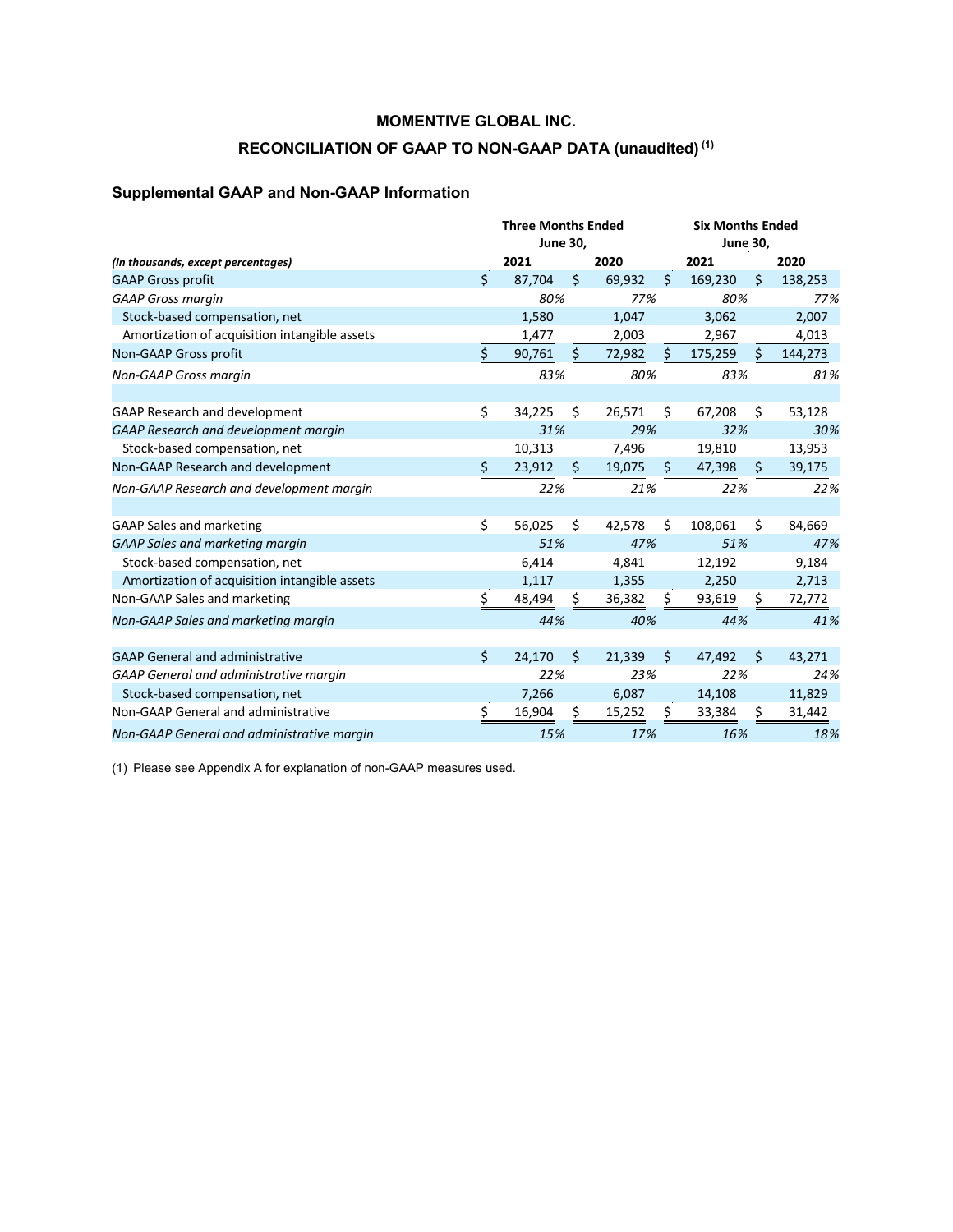# MOMENTIVE GLOBAL INC.

## RECONCILIATION OF GAAP TO NON-GAAP DATA (unaudited) [(1)]

### Supplemental GAAP and Non-GAAP Information

| | Three Months Ended June 30, | | Six Months Ended June 30, | |
|---|---|---|---|---|
| *(in thousands, except percentages)* | 2021 | 2020 | 2021 | 2020 |
| GAAP Gross profit | $ 87,704 | $ 69,932 | $ 169,230 | $ 138,253 |
| *GAAP Gross margin* | *80%* | *77%* | *80%* | *77%* |
| Stock-based compensation, net | 1,580 | 1,047 | 3,062 | 2,007 |
| Amortization of acquisition intangible assets | 1,477 | 2,003 | 2,967 | 4,013 |
| Non-GAAP Gross profit | $ 90,761 | $ 72,982 | $ 175,259 | $ 144,273 |
| *Non-GAAP Gross margin* | *83%* | *80%* | *83%* | *81%* |
| | | | | |
| GAAP Research and development | $ 34,225 | $ 26,571 | $ 67,208 | $ 53,128 |
| *GAAP Research and development margin* | *31%* | *29%* | *32%* | *30%* |
| Stock-based compensation, net | 10,313 | 7,496 | 19,810 | 13,953 |
| Non-GAAP Research and development | $ 23,912 | $ 19,075 | $ 47,398 | $ 39,175 |
| *Non-GAAP Research and development margin* | *22%* | *21%* | *22%* | *22%* |
| | | | | |
| GAAP Sales and marketing | $ 56,025 | $ 42,578 | $ 108,061 | $ 84,669 |
| *GAAP Sales and marketing margin* | *51%* | *47%* | *51%* | *47%* |
| Stock-based compensation, net | 6,414 | 4,841 | 12,192 | 9,184 |
| Amortization of acquisition intangible assets | 1,117 | 1,355 | 2,250 | 2,713 |
| Non-GAAP Sales and marketing | $ 48,494 | $ 36,382 | $ 93,619 | $ 72,772 |
| *Non-GAAP Sales and marketing margin* | *44%* | *40%* | *44%* | *41%* |
| | | | | |
| GAAP General and administrative | $ 24,170 | $ 21,339 | $ 47,492 | $ 43,271 |
| *GAAP General and administrative margin* | *22%* | *23%* | *22%* | *24%* |
| Stock-based compensation, net | 7,266 | 6,087 | 14,108 | 11,829 |
| Non-GAAP General and administrative | $ 16,904 | $ 15,252 | $ 33,384 | $ 31,442 |
| *Non-GAAP General and administrative margin* | *15%* | *17%* | *16%* | *18%* |

(1) Please see Appendix A for explanation of non-GAAP measures used.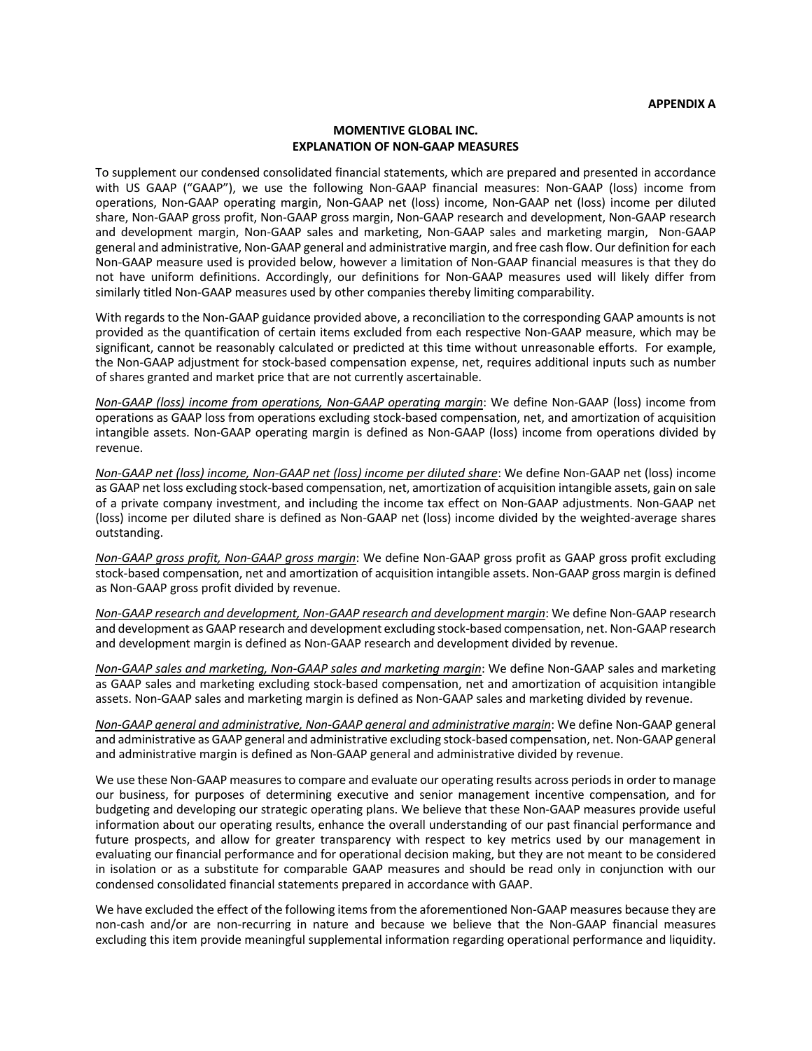**APPENDIX A**

**MOMENTIVE GLOBAL INC.**
**EXPLANATION OF NON-GAAP MEASURES**

To supplement our condensed consolidated financial statements, which are prepared and presented in accordance with US GAAP ("GAAP"), we use the following Non-GAAP financial measures: Non-GAAP (loss) income from operations, Non-GAAP operating margin, Non-GAAP net (loss) income, Non-GAAP net (loss) income per diluted share, Non-GAAP gross profit, Non-GAAP gross margin, Non-GAAP research and development, Non-GAAP research and development margin, Non-GAAP sales and marketing, Non-GAAP sales and marketing margin, Non-GAAP general and administrative, Non-GAAP general and administrative margin, and free cash flow. Our definition for each Non-GAAP measure used is provided below, however a limitation of Non-GAAP financial measures is that they do not have uniform definitions. Accordingly, our definitions for Non-GAAP measures used will likely differ from similarly titled Non-GAAP measures used by other companies thereby limiting comparability.

With regards to the Non-GAAP guidance provided above, a reconciliation to the corresponding GAAP amounts is not provided as the quantification of certain items excluded from each respective Non-GAAP measure, which may be significant, cannot be reasonably calculated or predicted at this time without unreasonable efforts. For example, the Non-GAAP adjustment for stock-based compensation expense, net, requires additional inputs such as number of shares granted and market price that are not currently ascertainable.

*Non-GAAP (loss) income from operations, Non-GAAP operating margin*: We define Non-GAAP (loss) income from operations as GAAP loss from operations excluding stock-based compensation, net, and amortization of acquisition intangible assets. Non-GAAP operating margin is defined as Non-GAAP (loss) income from operations divided by revenue.

*Non-GAAP net (loss) income, Non-GAAP net (loss) income per diluted share*: We define Non-GAAP net (loss) income as GAAP net loss excluding stock-based compensation, net, amortization of acquisition intangible assets, gain on sale of a private company investment, and including the income tax effect on Non-GAAP adjustments. Non-GAAP net (loss) income per diluted share is defined as Non-GAAP net (loss) income divided by the weighted-average shares outstanding.

*Non-GAAP gross profit, Non-GAAP gross margin*: We define Non-GAAP gross profit as GAAP gross profit excluding stock-based compensation, net and amortization of acquisition intangible assets. Non-GAAP gross margin is defined as Non-GAAP gross profit divided by revenue.

*Non-GAAP research and development, Non-GAAP research and development margin*: We define Non-GAAP research and development as GAAP research and development excluding stock-based compensation, net. Non-GAAP research and development margin is defined as Non-GAAP research and development divided by revenue.

*Non-GAAP sales and marketing, Non-GAAP sales and marketing margin*: We define Non-GAAP sales and marketing as GAAP sales and marketing excluding stock-based compensation, net and amortization of acquisition intangible assets. Non-GAAP sales and marketing margin is defined as Non-GAAP sales and marketing divided by revenue.

*Non-GAAP general and administrative, Non-GAAP general and administrative margin*: We define Non-GAAP general and administrative as GAAP general and administrative excluding stock-based compensation, net. Non-GAAP general and administrative margin is defined as Non-GAAP general and administrative divided by revenue.

We use these Non-GAAP measures to compare and evaluate our operating results across periods in order to manage our business, for purposes of determining executive and senior management incentive compensation, and for budgeting and developing our strategic operating plans. We believe that these Non-GAAP measures provide useful information about our operating results, enhance the overall understanding of our past financial performance and future prospects, and allow for greater transparency with respect to key metrics used by our management in evaluating our financial performance and for operational decision making, but they are not meant to be considered in isolation or as a substitute for comparable GAAP measures and should be read only in conjunction with our condensed consolidated financial statements prepared in accordance with GAAP.

We have excluded the effect of the following items from the aforementioned Non-GAAP measures because they are non-cash and/or are non-recurring in nature and because we believe that the Non-GAAP financial measures excluding this item provide meaningful supplemental information regarding operational performance and liquidity.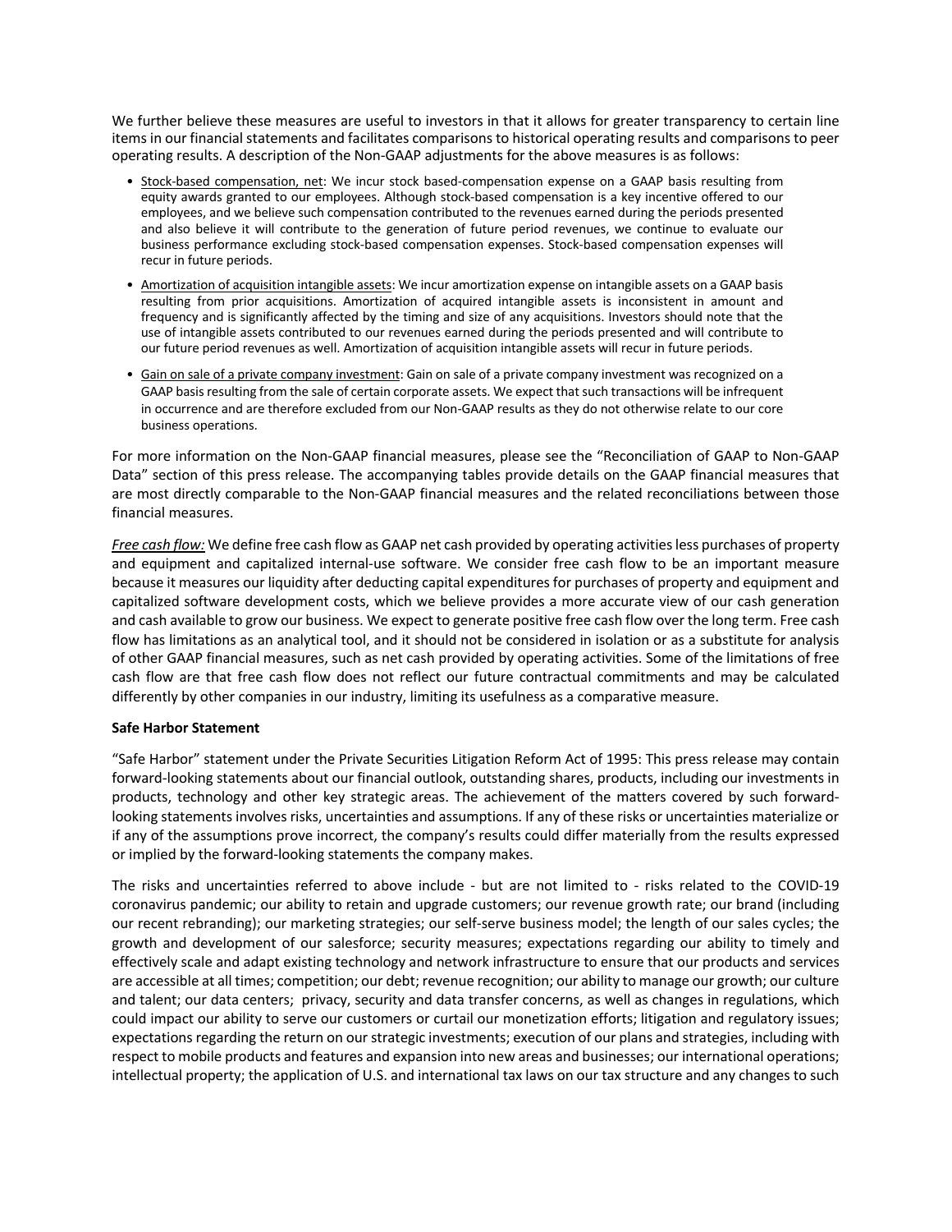We further believe these measures are useful to investors in that it allows for greater transparency to certain line items in our financial statements and facilitates comparisons to historical operating results and comparisons to peer operating results. A description of the Non-GAAP adjustments for the above measures is as follows:

- Stock-based compensation, net: We incur stock based-compensation expense on a GAAP basis resulting from equity awards granted to our employees. Although stock-based compensation is a key incentive offered to our employees, and we believe such compensation contributed to the revenues earned during the periods presented and also believe it will contribute to the generation of future period revenues, we continue to evaluate our business performance excluding stock-based compensation expenses. Stock-based compensation expenses will recur in future periods.
- Amortization of acquisition intangible assets: We incur amortization expense on intangible assets on a GAAP basis resulting from prior acquisitions. Amortization of acquired intangible assets is inconsistent in amount and frequency and is significantly affected by the timing and size of any acquisitions. Investors should note that the use of intangible assets contributed to our revenues earned during the periods presented and will contribute to our future period revenues as well. Amortization of acquisition intangible assets will recur in future periods.
- Gain on sale of a private company investment: Gain on sale of a private company investment was recognized on a GAAP basis resulting from the sale of certain corporate assets. We expect that such transactions will be infrequent in occurrence and are therefore excluded from our Non-GAAP results as they do not otherwise relate to our core business operations.

For more information on the Non-GAAP financial measures, please see the "Reconciliation of GAAP to Non-GAAP Data" section of this press release. The accompanying tables provide details on the GAAP financial measures that are most directly comparable to the Non-GAAP financial measures and the related reconciliations between those financial measures.

*Free cash flow:* We define free cash flow as GAAP net cash provided by operating activities less purchases of property and equipment and capitalized internal-use software. We consider free cash flow to be an important measure because it measures our liquidity after deducting capital expenditures for purchases of property and equipment and capitalized software development costs, which we believe provides a more accurate view of our cash generation and cash available to grow our business. We expect to generate positive free cash flow over the long term. Free cash flow has limitations as an analytical tool, and it should not be considered in isolation or as a substitute for analysis of other GAAP financial measures, such as net cash provided by operating activities. Some of the limitations of free cash flow are that free cash flow does not reflect our future contractual commitments and may be calculated differently by other companies in our industry, limiting its usefulness as a comparative measure.

**Safe Harbor Statement**

"Safe Harbor" statement under the Private Securities Litigation Reform Act of 1995: This press release may contain forward-looking statements about our financial outlook, outstanding shares, products, including our investments in products, technology and other key strategic areas. The achievement of the matters covered by such forward-looking statements involves risks, uncertainties and assumptions. If any of these risks or uncertainties materialize or if any of the assumptions prove incorrect, the company's results could differ materially from the results expressed or implied by the forward-looking statements the company makes.

The risks and uncertainties referred to above include - but are not limited to - risks related to the COVID-19 coronavirus pandemic; our ability to retain and upgrade customers; our revenue growth rate; our brand (including our recent rebranding); our marketing strategies; our self-serve business model; the length of our sales cycles; the growth and development of our salesforce; security measures; expectations regarding our ability to timely and effectively scale and adapt existing technology and network infrastructure to ensure that our products and services are accessible at all times; competition; our debt; revenue recognition; our ability to manage our growth; our culture and talent; our data centers; privacy, security and data transfer concerns, as well as changes in regulations, which could impact our ability to serve our customers or curtail our monetization efforts; litigation and regulatory issues; expectations regarding the return on our strategic investments; execution of our plans and strategies, including with respect to mobile products and features and expansion into new areas and businesses; our international operations; intellectual property; the application of U.S. and international tax laws on our tax structure and any changes to such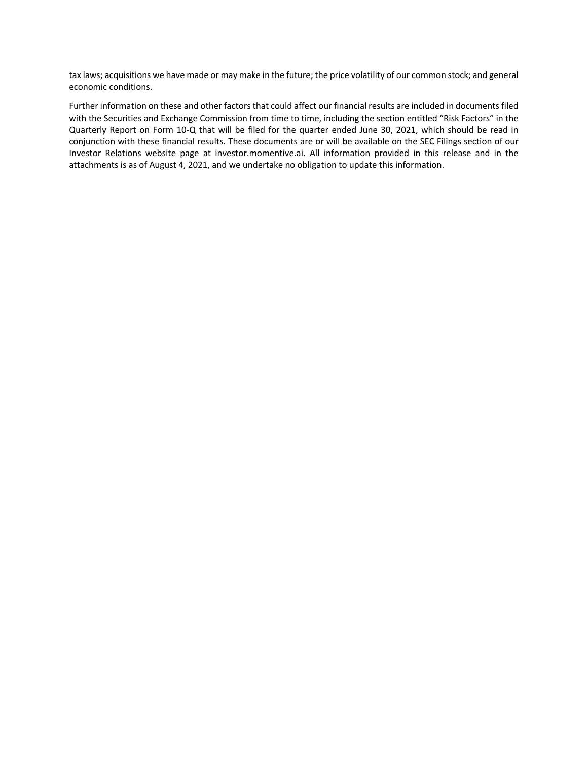tax laws; acquisitions we have made or may make in the future; the price volatility of our common stock; and general economic conditions.

Further information on these and other factors that could affect our financial results are included in documents filed with the Securities and Exchange Commission from time to time, including the section entitled "Risk Factors" in the Quarterly Report on Form 10-Q that will be filed for the quarter ended June 30, 2021, which should be read in conjunction with these financial results. These documents are or will be available on the SEC Filings section of our Investor Relations website page at investor.momentive.ai. All information provided in this release and in the attachments is as of August 4, 2021, and we undertake no obligation to update this information.